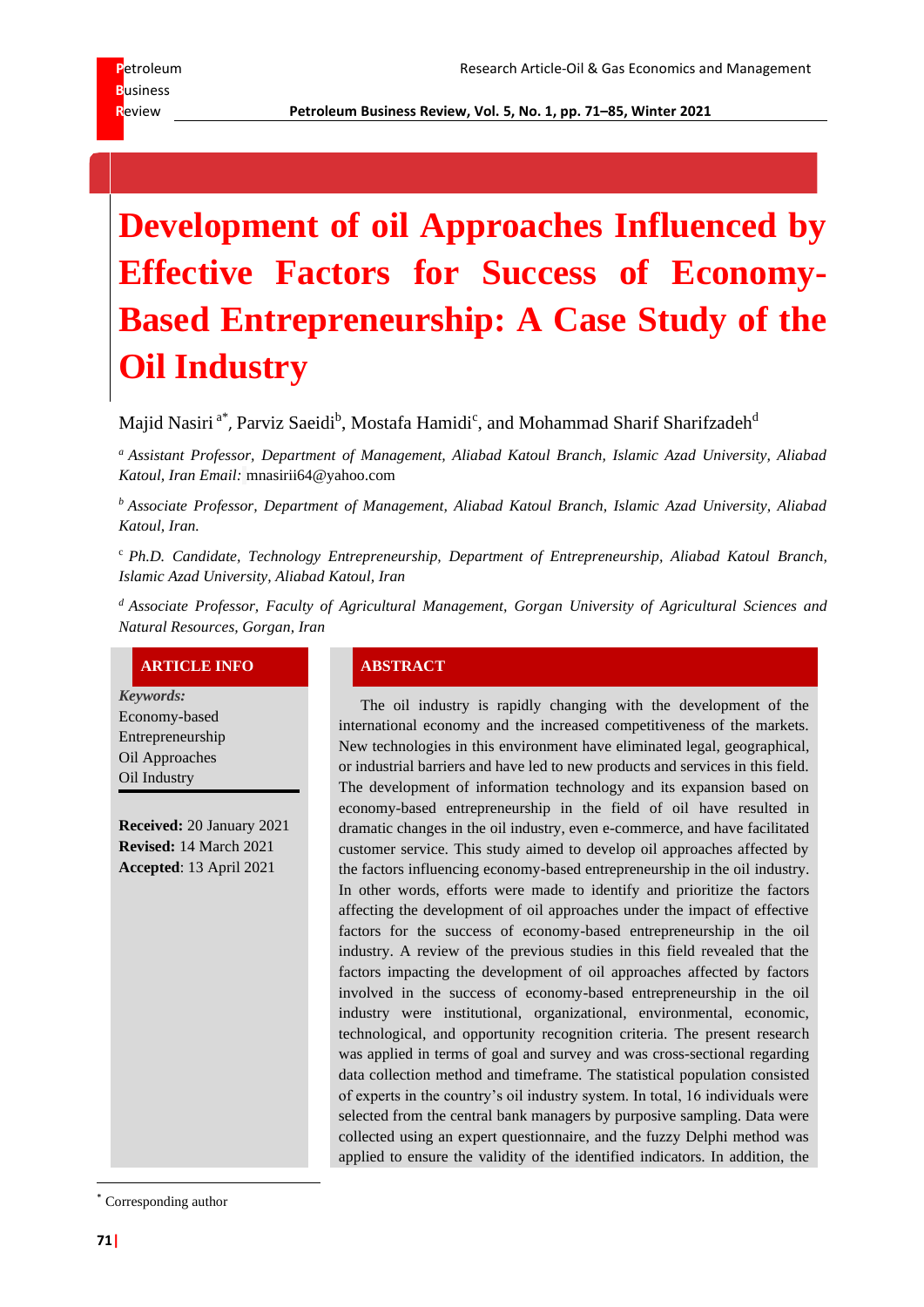Research Article-Oil & Gas Economics and Management

# Development of oil Approaches Influenced by Effective Factors for Success of Economy-Based Entrepreneurship: A Case Study of the Oil Industry

Majid Nasiri [a*], Parviz Saeidi[b], Mostafa Hamidi[c], and Mohammad Sharif Sharifzadeh[d]

[a] *Assistant Professor, Department of Management, Aliabad Katoul Branch, Islamic Azad University, Aliabad Katoul, Iran Email:* mnasirii64@yahoo.com

[b] *Associate Professor, Department of Management, Aliabad Katoul Branch, Islamic Azad University, Aliabad Katoul, Iran.*

[c] *Ph.D. Candidate, Technology Entrepreneurship, Department of Entrepreneurship, Aliabad Katoul Branch, Islamic Azad University, Aliabad Katoul, Iran*

[d] *Associate Professor, Faculty of Agricultural Management, Gorgan University of Agricultural Sciences and Natural Resources, Gorgan, Iran*

## ARTICLE INFO

***Keywords:***
Economy-based Entrepreneurship
Oil Approaches
Oil Industry

**Received:** 20 January 2021
**Revised:** 14 March 2021
**Accepted**: 13 April 2021

## ABSTRACT

The oil industry is rapidly changing with the development of the international economy and the increased competitiveness of the markets. New technologies in this environment have eliminated legal, geographical, or industrial barriers and have led to new products and services in this field. The development of information technology and its expansion based on economy-based entrepreneurship in the field of oil have resulted in dramatic changes in the oil industry, even e-commerce, and have facilitated customer service. This study aimed to develop oil approaches affected by the factors influencing economy-based entrepreneurship in the oil industry. In other words, efforts were made to identify and prioritize the factors affecting the development of oil approaches under the impact of effective factors for the success of economy-based entrepreneurship in the oil industry. A review of the previous studies in this field revealed that the factors impacting the development of oil approaches affected by factors involved in the success of economy-based entrepreneurship in the oil industry were institutional, organizational, environmental, economic, technological, and opportunity recognition criteria. The present research was applied in terms of goal and survey and was cross-sectional regarding data collection method and timeframe. The statistical population consisted of experts in the country's oil industry system. In total, 16 individuals were selected from the central bank managers by purposive sampling. Data were collected using an expert questionnaire, and the fuzzy Delphi method was applied to ensure the validity of the identified indicators. In addition, the

* Corresponding author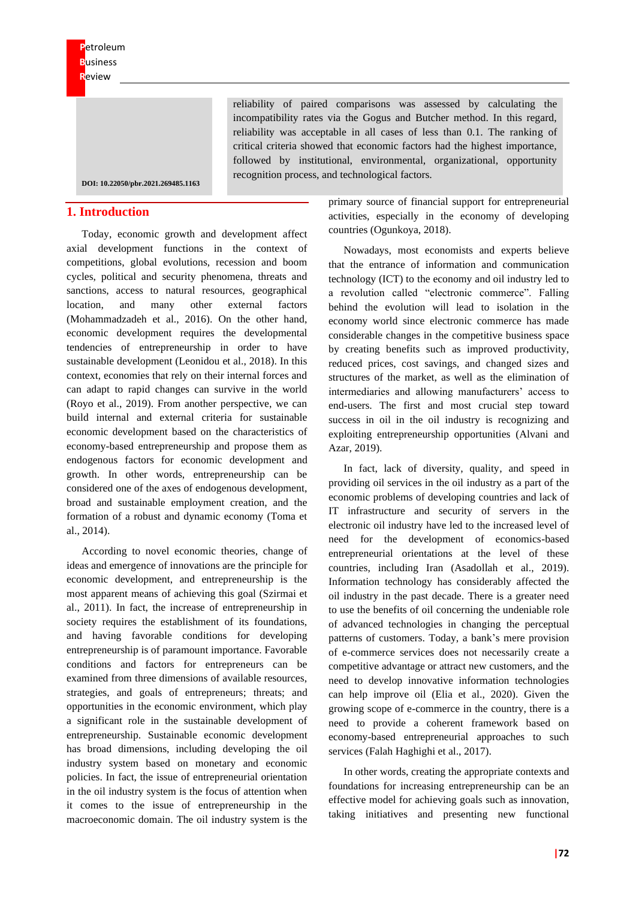reliability of paired comparisons was assessed by calculating the incompatibility rates via the Gogus and Butcher method. In this regard, reliability was acceptable in all cases of less than 0.1. The ranking of critical criteria showed that economic factors had the highest importance, followed by institutional, environmental, organizational, opportunity recognition process, and technological factors.

DOI: 10.22050/pbr.2021.269485.1163

## 1. Introduction

Today, economic growth and development affect axial development functions in the context of competitions, global evolutions, recession and boom cycles, political and security phenomena, threats and sanctions, access to natural resources, geographical location, and many other external factors (Mohammadzadeh et al., 2016). On the other hand, economic development requires the developmental tendencies of entrepreneurship in order to have sustainable development (Leonidou et al., 2018). In this context, economies that rely on their internal forces and can adapt to rapid changes can survive in the world (Royo et al., 2019). From another perspective, we can build internal and external criteria for sustainable economic development based on the characteristics of economy-based entrepreneurship and propose them as endogenous factors for economic development and growth. In other words, entrepreneurship can be considered one of the axes of endogenous development, broad and sustainable employment creation, and the formation of a robust and dynamic economy (Toma et al., 2014).

According to novel economic theories, change of ideas and emergence of innovations are the principle for economic development, and entrepreneurship is the most apparent means of achieving this goal (Szirmai et al., 2011). In fact, the increase of entrepreneurship in society requires the establishment of its foundations, and having favorable conditions for developing entrepreneurship is of paramount importance. Favorable conditions and factors for entrepreneurs can be examined from three dimensions of available resources, strategies, and goals of entrepreneurs; threats; and opportunities in the economic environment, which play a significant role in the sustainable development of entrepreneurship. Sustainable economic development has broad dimensions, including developing the oil industry system based on monetary and economic policies. In fact, the issue of entrepreneurial orientation in the oil industry system is the focus of attention when it comes to the issue of entrepreneurship in the macroeconomic domain. The oil industry system is the primary source of financial support for entrepreneurial activities, especially in the economy of developing countries (Ogunkoya, 2018).

Nowadays, most economists and experts believe that the entrance of information and communication technology (ICT) to the economy and oil industry led to a revolution called "electronic commerce". Falling behind the evolution will lead to isolation in the economy world since electronic commerce has made considerable changes in the competitive business space by creating benefits such as improved productivity, reduced prices, cost savings, and changed sizes and structures of the market, as well as the elimination of intermediaries and allowing manufacturers' access to end-users. The first and most crucial step toward success in oil in the oil industry is recognizing and exploiting entrepreneurship opportunities (Alvani and Azar, 2019).

In fact, lack of diversity, quality, and speed in providing oil services in the oil industry as a part of the economic problems of developing countries and lack of IT infrastructure and security of servers in the electronic oil industry have led to the increased level of need for the development of economics-based entrepreneurial orientations at the level of these countries, including Iran (Asadollah et al., 2019). Information technology has considerably affected the oil industry in the past decade. There is a greater need to use the benefits of oil concerning the undeniable role of advanced technologies in changing the perceptual patterns of customers. Today, a bank's mere provision of e-commerce services does not necessarily create a competitive advantage or attract new customers, and the need to develop innovative information technologies can help improve oil (Elia et al., 2020). Given the growing scope of e-commerce in the country, there is a need to provide a coherent framework based on economy-based entrepreneurial approaches to such services (Falah Haghighi et al., 2017).

In other words, creating the appropriate contexts and foundations for increasing entrepreneurship can be an effective model for achieving goals such as innovation, taking initiatives and presenting new functional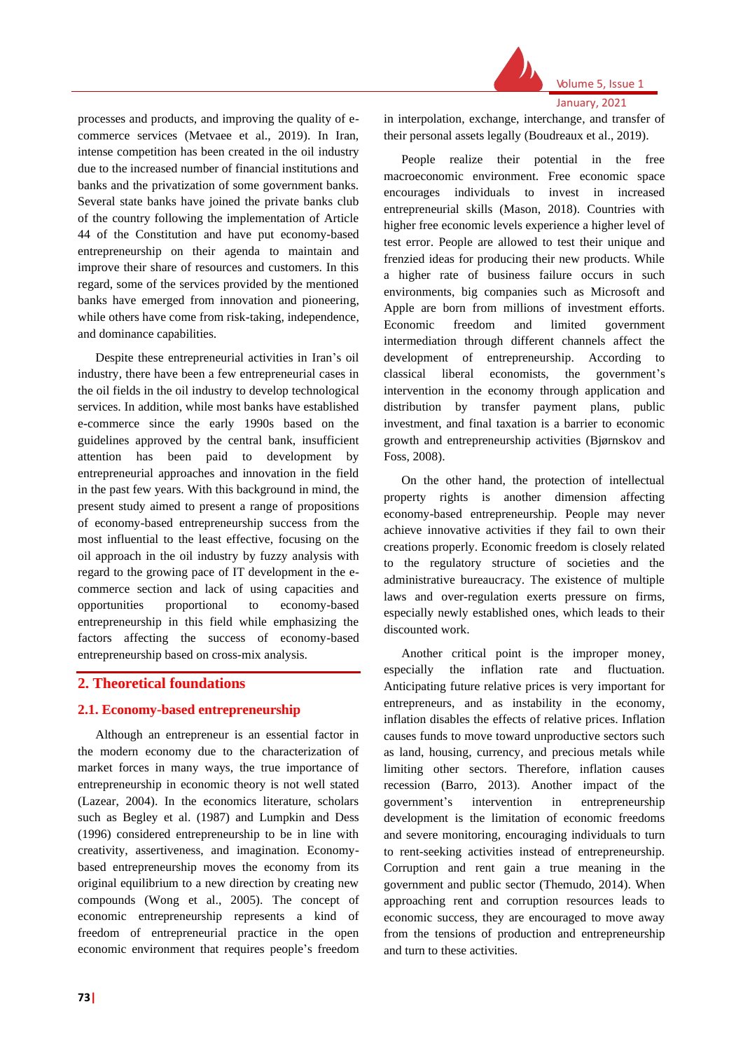processes and products, and improving the quality of e-commerce services (Metvaee et al., 2019). In Iran, intense competition has been created in the oil industry due to the increased number of financial institutions and banks and the privatization of some government banks. Several state banks have joined the private banks club of the country following the implementation of Article 44 of the Constitution and have put economy-based entrepreneurship on their agenda to maintain and improve their share of resources and customers. In this regard, some of the services provided by the mentioned banks have emerged from innovation and pioneering, while others have come from risk-taking, independence, and dominance capabilities.

Despite these entrepreneurial activities in Iran's oil industry, there have been a few entrepreneurial cases in the oil fields in the oil industry to develop technological services. In addition, while most banks have established e-commerce since the early 1990s based on the guidelines approved by the central bank, insufficient attention has been paid to development by entrepreneurial approaches and innovation in the field in the past few years. With this background in mind, the present study aimed to present a range of propositions of economy-based entrepreneurship success from the most influential to the least effective, focusing on the oil approach in the oil industry by fuzzy analysis with regard to the growing pace of IT development in the e-commerce section and lack of using capacities and opportunities proportional to economy-based entrepreneurship in this field while emphasizing the factors affecting the success of economy-based entrepreneurship based on cross-mix analysis.

## 2. Theoretical foundations

### 2.1. Economy-based entrepreneurship

Although an entrepreneur is an essential factor in the modern economy due to the characterization of market forces in many ways, the true importance of entrepreneurship in economic theory is not well stated (Lazear, 2004). In the economics literature, scholars such as Begley et al. (1987) and Lumpkin and Dess (1996) considered entrepreneurship to be in line with creativity, assertiveness, and imagination. Economy-based entrepreneurship moves the economy from its original equilibrium to a new direction by creating new compounds (Wong et al., 2005). The concept of economic entrepreneurship represents a kind of freedom of entrepreneurial practice in the open economic environment that requires people's freedom in interpolation, exchange, interchange, and transfer of their personal assets legally (Boudreaux et al., 2019).

People realize their potential in the free macroeconomic environment. Free economic space encourages individuals to invest in increased entrepreneurial skills (Mason, 2018). Countries with higher free economic levels experience a higher level of test error. People are allowed to test their unique and frenzied ideas for producing their new products. While a higher rate of business failure occurs in such environments, big companies such as Microsoft and Apple are born from millions of investment efforts. Economic freedom and limited government intermediation through different channels affect the development of entrepreneurship. According to classical liberal economists, the government's intervention in the economy through application and distribution by transfer payment plans, public investment, and final taxation is a barrier to economic growth and entrepreneurship activities (Bjørnskov and Foss, 2008).

On the other hand, the protection of intellectual property rights is another dimension affecting economy-based entrepreneurship. People may never achieve innovative activities if they fail to own their creations properly. Economic freedom is closely related to the regulatory structure of societies and the administrative bureaucracy. The existence of multiple laws and over-regulation exerts pressure on firms, especially newly established ones, which leads to their discounted work.

Another critical point is the improper money, especially the inflation rate and fluctuation. Anticipating future relative prices is very important for entrepreneurs, and as instability in the economy, inflation disables the effects of relative prices. Inflation causes funds to move toward unproductive sectors such as land, housing, currency, and precious metals while limiting other sectors. Therefore, inflation causes recession (Barro, 2013). Another impact of the government's intervention in entrepreneurship development is the limitation of economic freedoms and severe monitoring, encouraging individuals to turn to rent-seeking activities instead of entrepreneurship. Corruption and rent gain a true meaning in the government and public sector (Themudo, 2014). When approaching rent and corruption resources leads to economic success, they are encouraged to move away from the tensions of production and entrepreneurship and turn to these activities.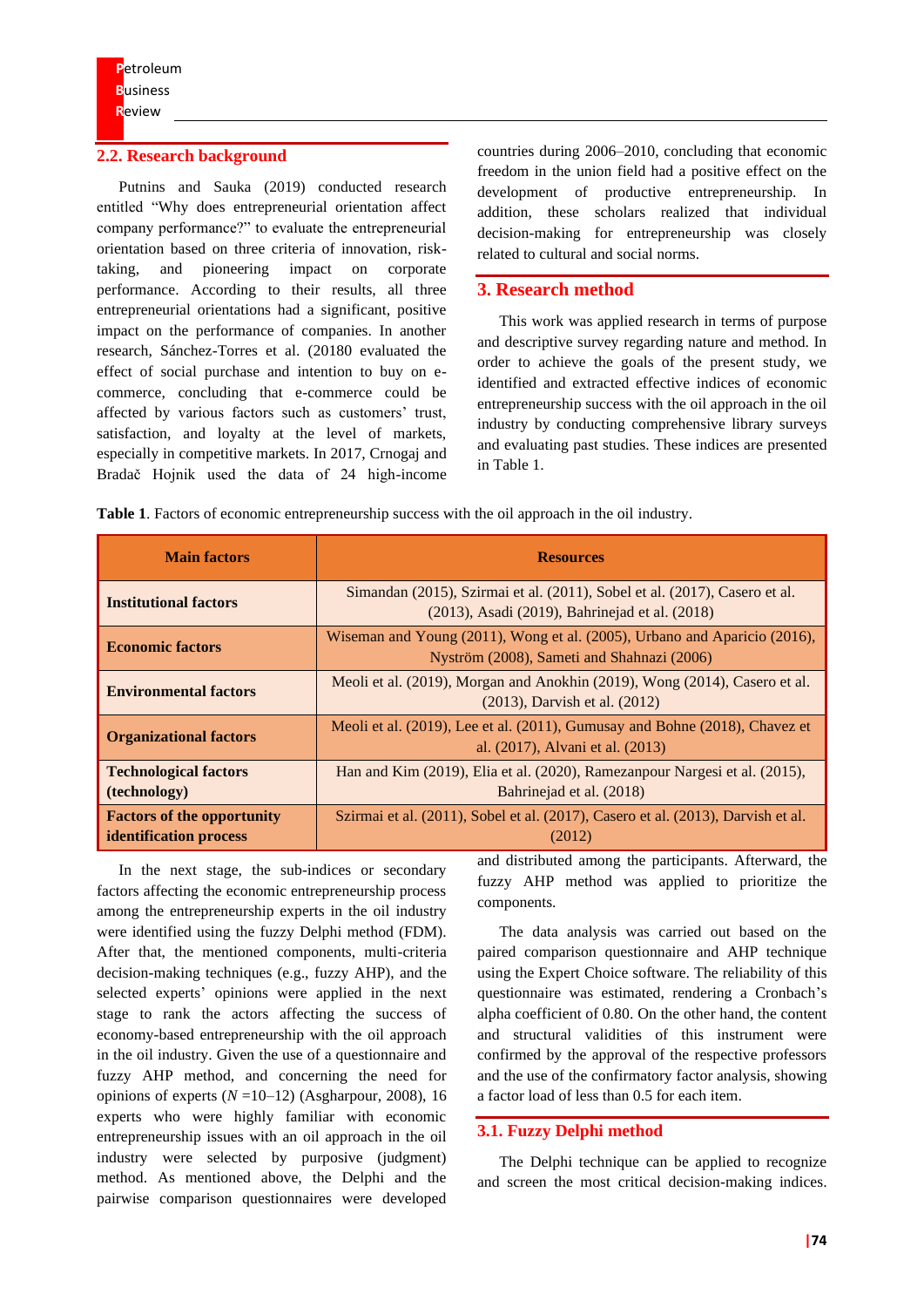## 2.2. Research background

Putnins and Sauka (2019) conducted research entitled "Why does entrepreneurial orientation affect company performance?" to evaluate the entrepreneurial orientation based on three criteria of innovation, risk-taking, and pioneering impact on corporate performance. According to their results, all three entrepreneurial orientations had a significant, positive impact on the performance of companies. In another research, Sánchez-Torres et al. (20180 evaluated the effect of social purchase and intention to buy on e-commerce, concluding that e-commerce could be affected by various factors such as customers' trust, satisfaction, and loyalty at the level of markets, especially in competitive markets. In 2017, Crnogaj and Bradač Hojnik used the data of 24 high-income countries during 2006–2010, concluding that economic freedom in the union field had a positive effect on the development of productive entrepreneurship. In addition, these scholars realized that individual decision-making for entrepreneurship was closely related to cultural and social norms.

# 3. Research method

This work was applied research in terms of purpose and descriptive survey regarding nature and method. In order to achieve the goals of the present study, we identified and extracted effective indices of economic entrepreneurship success with the oil approach in the oil industry by conducting comprehensive library surveys and evaluating past studies. These indices are presented in Table 1.

**Table 1**. Factors of economic entrepreneurship success with the oil approach in the oil industry.

| Main factors | Resources |
|---|---|
| **Institutional factors** | Simandan (2015), Szirmai et al. (2011), Sobel et al. (2017), Casero et al. (2013), Asadi (2019), Bahrinejad et al. (2018) |
| **Economic factors** | Wiseman and Young (2011), Wong et al. (2005), Urbano and Aparicio (2016), Nyström (2008), Sameti and Shahnazi (2006) |
| **Environmental factors** | Meoli et al. (2019), Morgan and Anokhin (2019), Wong (2014), Casero et al. (2013), Darvish et al. (2012) |
| **Organizational factors** | Meoli et al. (2019), Lee et al. (2011), Gumusay and Bohne (2018), Chavez et al. (2017), Alvani et al. (2013) |
| **Technological factors (technology)** | Han and Kim (2019), Elia et al. (2020), Ramezanpour Nargesi et al. (2015), Bahrinejad et al. (2018) |
| **Factors of the opportunity identification process** | Szirmai et al. (2011), Sobel et al. (2017), Casero et al. (2013), Darvish et al. (2012) |

In the next stage, the sub-indices or secondary factors affecting the economic entrepreneurship process among the entrepreneurship experts in the oil industry were identified using the fuzzy Delphi method (FDM). After that, the mentioned components, multi-criteria decision-making techniques (e.g., fuzzy AHP), and the selected experts' opinions were applied in the next stage to rank the actors affecting the success of economy-based entrepreneurship with the oil approach in the oil industry. Given the use of a questionnaire and fuzzy AHP method, and concerning the need for opinions of experts ($N$ =10–12) (Asgharpour, 2008), 16 experts who were highly familiar with economic entrepreneurship issues with an oil approach in the oil industry were selected by purposive (judgment) method. As mentioned above, the Delphi and the pairwise comparison questionnaires were developed and distributed among the participants. Afterward, the fuzzy AHP method was applied to prioritize the components.

The data analysis was carried out based on the paired comparison questionnaire and AHP technique using the Expert Choice software. The reliability of this questionnaire was estimated, rendering a Cronbach's alpha coefficient of 0.80. On the other hand, the content and structural validities of this instrument were confirmed by the approval of the respective professors and the use of the confirmatory factor analysis, showing a factor load of less than 0.5 for each item.

## 3.1. Fuzzy Delphi method

The Delphi technique can be applied to recognize and screen the most critical decision-making indices.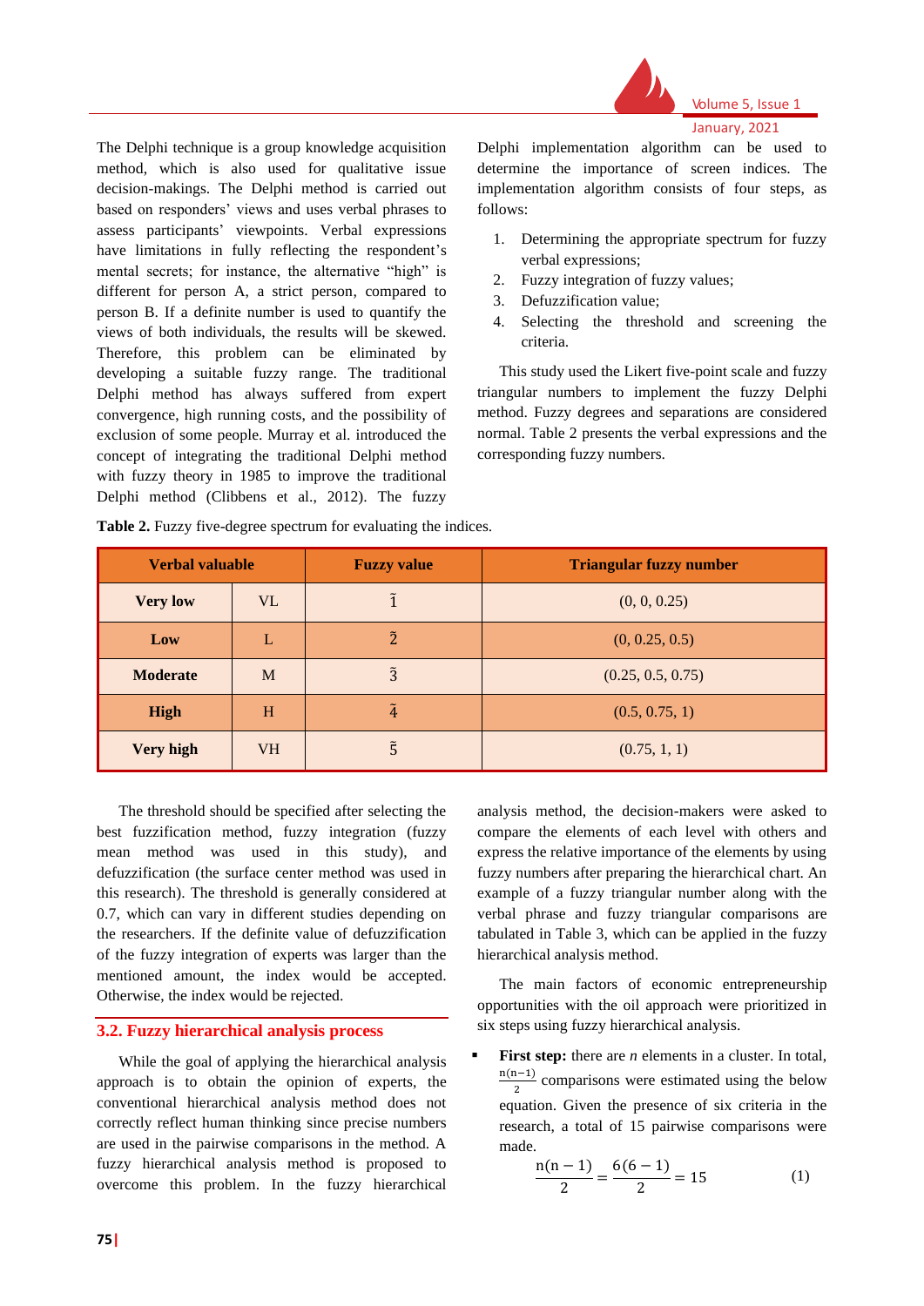The Delphi technique is a group knowledge acquisition method, which is also used for qualitative issue decision-makings. The Delphi method is carried out based on responders' views and uses verbal phrases to assess participants' viewpoints. Verbal expressions have limitations in fully reflecting the respondent's mental secrets; for instance, the alternative "high" is different for person A, a strict person, compared to person B. If a definite number is used to quantify the views of both individuals, the results will be skewed. Therefore, this problem can be eliminated by developing a suitable fuzzy range. The traditional Delphi method has always suffered from expert convergence, high running costs, and the possibility of exclusion of some people. Murray et al. introduced the concept of integrating the traditional Delphi method with fuzzy theory in 1985 to improve the traditional Delphi method (Clibbens et al., 2012). The fuzzy Delphi implementation algorithm can be used to determine the importance of screen indices. The implementation algorithm consists of four steps, as follows:

1. Determining the appropriate spectrum for fuzzy verbal expressions;
2. Fuzzy integration of fuzzy values;
3. Defuzzification value;
4. Selecting the threshold and screening the criteria.

This study used the Likert five-point scale and fuzzy triangular numbers to implement the fuzzy Delphi method. Fuzzy degrees and separations are considered normal. Table 2 presents the verbal expressions and the corresponding fuzzy numbers.

**Table 2.** Fuzzy five-degree spectrum for evaluating the indices.

| Verbal valuable | | Fuzzy value | Triangular fuzzy number |
|---|---|---|---|
| **Very low** | VL | $\tilde{1}$ | (0, 0, 0.25) |
| **Low** | L | $\tilde{2}$ | (0, 0.25, 0.5) |
| **Moderate** | M | $\tilde{3}$ | (0.25, 0.5, 0.75) |
| **High** | H | $\tilde{4}$ | (0.5, 0.75, 1) |
| **Very high** | VH | $\tilde{5}$ | (0.75, 1, 1) |

The threshold should be specified after selecting the best fuzzification method, fuzzy integration (fuzzy mean method was used in this study), and defuzzification (the surface center method was used in this research). The threshold is generally considered at 0.7, which can vary in different studies depending on the researchers. If the definite value of defuzzification of the fuzzy integration of experts was larger than the mentioned amount, the index would be accepted. Otherwise, the index would be rejected.

## 3.2. Fuzzy hierarchical analysis process

While the goal of applying the hierarchical analysis approach is to obtain the opinion of experts, the conventional hierarchical analysis method does not correctly reflect human thinking since precise numbers are used in the pairwise comparisons in the method. A fuzzy hierarchical analysis method is proposed to overcome this problem. In the fuzzy hierarchical analysis method, the decision-makers were asked to compare the elements of each level with others and express the relative importance of the elements by using fuzzy numbers after preparing the hierarchical chart. An example of a fuzzy triangular number along with the verbal phrase and fuzzy triangular comparisons are tabulated in Table 3, which can be applied in the fuzzy hierarchical analysis method.

The main factors of economic entrepreneurship opportunities with the oil approach were prioritized in six steps using fuzzy hierarchical analysis.

- **First step:** there are *n* elements in a cluster. In total, $\frac{n(n-1)}{2}$ comparisons were estimated using the below equation. Given the presence of six criteria in the research, a total of 15 pairwise comparisons were made.

$$\frac{n(n-1)}{2} = \frac{6(6-1)}{2} = 15 \tag{1}$$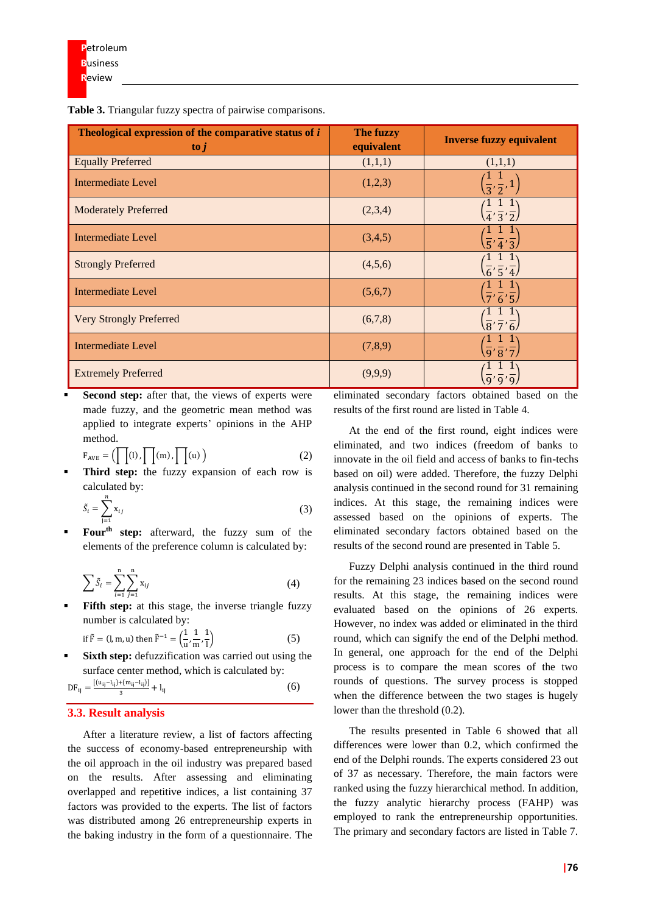**Table 3.** Triangular fuzzy spectra of pairwise comparisons.

| Theological expression of the comparative status of *i* to *j* | The fuzzy equivalent | Inverse fuzzy equivalent |
|---|---|---|
| Equally Preferred | (1,1,1) | (1,1,1) |
| Intermediate Level | (1,2,3) | $\left(\frac{1}{3},\frac{1}{2},1\right)$ |
| Moderately Preferred | (2,3,4) | $\left(\frac{1}{4},\frac{1}{3},\frac{1}{2}\right)$ |
| Intermediate Level | (3,4,5) | $\left(\frac{1}{5},\frac{1}{4},\frac{1}{3}\right)$ |
| Strongly Preferred | (4,5,6) | $\left(\frac{1}{6},\frac{1}{5},\frac{1}{4}\right)$ |
| Intermediate Level | (5,6,7) | $\left(\frac{1}{7},\frac{1}{6},\frac{1}{5}\right)$ |
| Very Strongly Preferred | (6,7,8) | $\left(\frac{1}{8},\frac{1}{7},\frac{1}{6}\right)$ |
| Intermediate Level | (7,8,9) | $\left(\frac{1}{9},\frac{1}{8},\frac{1}{7}\right)$ |
| Extremely Preferred | (9,9,9) | $\left(\frac{1}{9},\frac{1}{9},\frac{1}{9}\right)$ |

- **Second step:** after that, the views of experts were made fuzzy, and the geometric mean method was applied to integrate experts' opinions in the AHP method.

$$F_{AVE} = \left(\prod(l), \prod(m), \prod(u)\right) \tag{2}$$

- **Third step:** the fuzzy expansion of each row is calculated by:

$$\tilde{S}_i = \sum_{j=1}^{n} x_{ij} \tag{3}$$

- **Four[th] step:** afterward, the fuzzy sum of the elements of the preference column is calculated by:

$$\sum \tilde{S}_i = \sum_{i=1}^{n}\sum_{j=1}^{n} x_{ij} \tag{4}$$

- **Fifth step:** at this stage, the inverse triangle fuzzy number is calculated by:

$$\text{if } \tilde{F} = (l, m, u) \text{ then } \tilde{F}^{-1} = \left(\frac{1}{u}, \frac{1}{m}, \frac{1}{l}\right) \tag{5}$$

- **Sixth step:** defuzzification was carried out using the surface center method, which is calculated by:

$$DF_{ij} = \frac{[(u_{ij}-l_{ij})+(m_{ij}-l_{ij})]}{3} + l_{ij} \tag{6}$$

### 3.3. Result analysis

After a literature review, a list of factors affecting the success of economy-based entrepreneurship with the oil approach in the oil industry was prepared based on the results. After assessing and eliminating overlapped and repetitive indices, a list containing 37 factors was provided to the experts. The list of factors was distributed among 26 entrepreneurship experts in the baking industry in the form of a questionnaire. The eliminated secondary factors obtained based on the results of the first round are listed in Table 4.

At the end of the first round, eight indices were eliminated, and two indices (freedom of banks to innovate in the oil field and access of banks to fin-techs based on oil) were added. Therefore, the fuzzy Delphi analysis continued in the second round for 31 remaining indices. At this stage, the remaining indices were assessed based on the opinions of experts. The eliminated secondary factors obtained based on the results of the second round are presented in Table 5.

Fuzzy Delphi analysis continued in the third round for the remaining 23 indices based on the second round results. At this stage, the remaining indices were evaluated based on the opinions of 26 experts. However, no index was added or eliminated in the third round, which can signify the end of the Delphi method. In general, one approach for the end of the Delphi process is to compare the mean scores of the two rounds of questions. The survey process is stopped when the difference between the two stages is hugely lower than the threshold (0.2).

The results presented in Table 6 showed that all differences were lower than 0.2, which confirmed the end of the Delphi rounds. The experts considered 23 out of 37 as necessary. Therefore, the main factors were ranked using the fuzzy hierarchical method. In addition, the fuzzy analytic hierarchy process (FAHP) was employed to rank the entrepreneurship opportunities. The primary and secondary factors are listed in Table 7.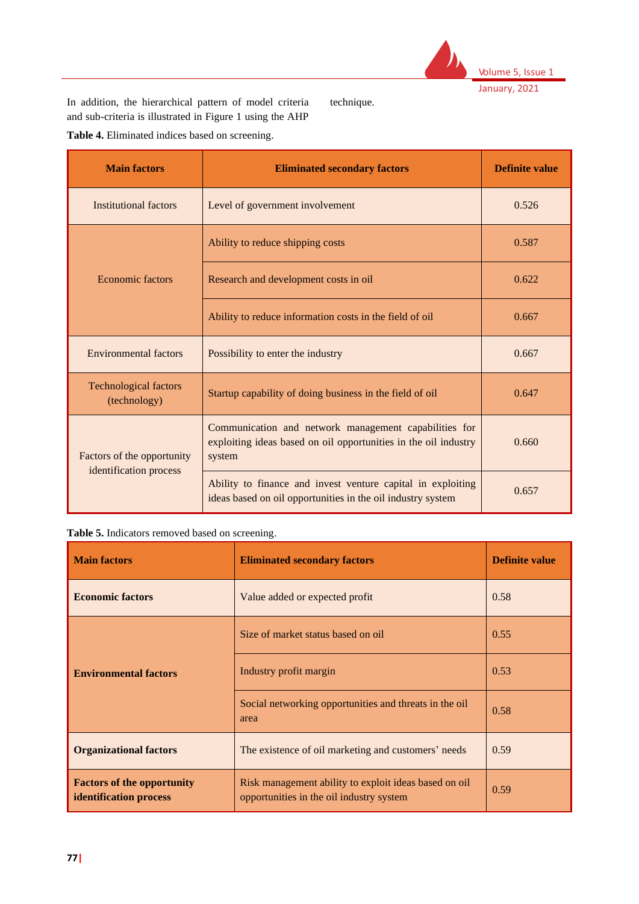In addition, the hierarchical pattern of model criteria and sub-criteria is illustrated in Figure 1 using the AHP technique.

**Table 4.** Eliminated indices based on screening.

| Main factors | Eliminated secondary factors | Definite value |
|---|---|---|
| Institutional factors | Level of government involvement | 0.526 |
| Economic factors | Ability to reduce shipping costs | 0.587 |
| | Research and development costs in oil | 0.622 |
| | Ability to reduce information costs in the field of oil | 0.667 |
| Environmental factors | Possibility to enter the industry | 0.667 |
| Technological factors (technology) | Startup capability of doing business in the field of oil | 0.647 |
| Factors of the opportunity identification process | Communication and network management capabilities for exploiting ideas based on oil opportunities in the oil industry system | 0.660 |
| | Ability to finance and invest venture capital in exploiting ideas based on oil opportunities in the oil industry system | 0.657 |

**Table 5.** Indicators removed based on screening.

| Main factors | Eliminated secondary factors | Definite value |
|---|---|---|
| **Economic factors** | Value added or expected profit | 0.58 |
| **Environmental factors** | Size of market status based on oil | 0.55 |
| | Industry profit margin | 0.53 |
| | Social networking opportunities and threats in the oil area | 0.58 |
| **Organizational factors** | The existence of oil marketing and customers' needs | 0.59 |
| **Factors of the opportunity identification process** | Risk management ability to exploit ideas based on oil opportunities in the oil industry system | 0.59 |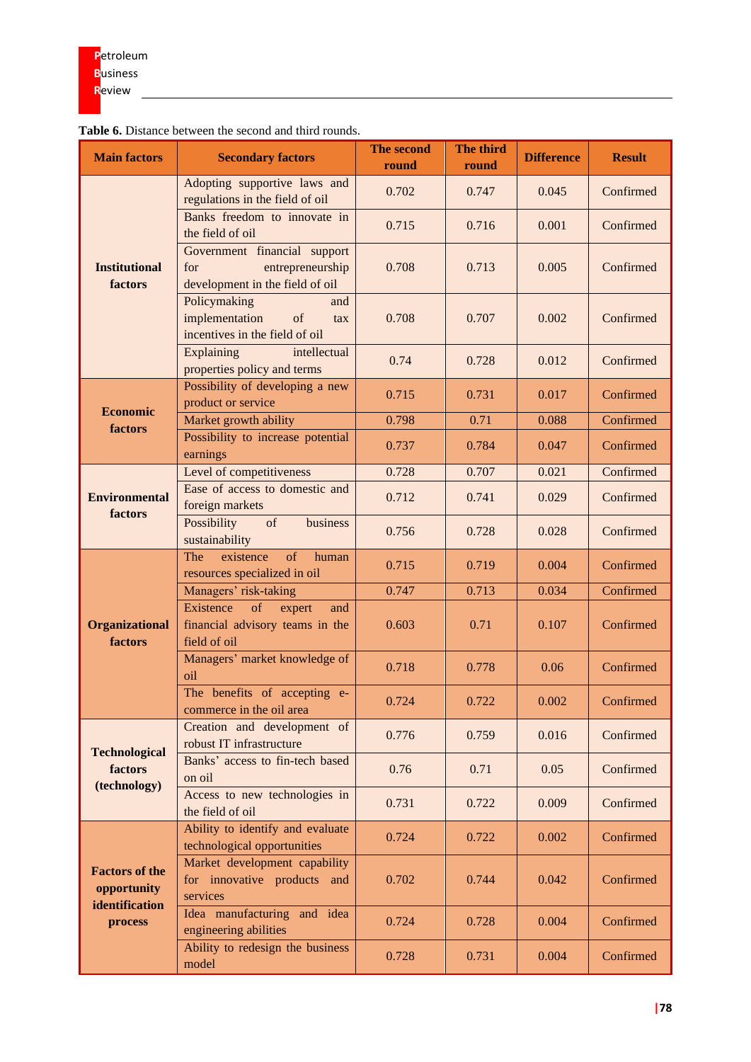**Table 6.** Distance between the second and third rounds.

| Main factors | Secondary factors | The second round | The third round | Difference | Result |
|---|---|---|---|---|---|
| Institutional factors | Adopting supportive laws and regulations in the field of oil | 0.702 | 0.747 | 0.045 | Confirmed |
| | Banks freedom to innovate in the field of oil | 0.715 | 0.716 | 0.001 | Confirmed |
| | Government financial support for entrepreneurship development in the field of oil | 0.708 | 0.713 | 0.005 | Confirmed |
| | Policymaking and implementation of tax incentives in the field of oil | 0.708 | 0.707 | 0.002 | Confirmed |
| | Explaining intellectual properties policy and terms | 0.74 | 0.728 | 0.012 | Confirmed |
| Economic factors | Possibility of developing a new product or service | 0.715 | 0.731 | 0.017 | Confirmed |
| | Market growth ability | 0.798 | 0.71 | 0.088 | Confirmed |
| | Possibility to increase potential earnings | 0.737 | 0.784 | 0.047 | Confirmed |
| Environmental factors | Level of competitiveness | 0.728 | 0.707 | 0.021 | Confirmed |
| | Ease of access to domestic and foreign markets | 0.712 | 0.741 | 0.029 | Confirmed |
| | Possibility of business sustainability | 0.756 | 0.728 | 0.028 | Confirmed |
| Organizational factors | The existence of human resources specialized in oil | 0.715 | 0.719 | 0.004 | Confirmed |
| | Managers' risk-taking | 0.747 | 0.713 | 0.034 | Confirmed |
| | Existence of expert and financial advisory teams in the field of oil | 0.603 | 0.71 | 0.107 | Confirmed |
| | Managers' market knowledge of oil | 0.718 | 0.778 | 0.06 | Confirmed |
| | The benefits of accepting e-commerce in the oil area | 0.724 | 0.722 | 0.002 | Confirmed |
| Technological factors (technology) | Creation and development of robust IT infrastructure | 0.776 | 0.759 | 0.016 | Confirmed |
| | Banks' access to fin-tech based on oil | 0.76 | 0.71 | 0.05 | Confirmed |
| | Access to new technologies in the field of oil | 0.731 | 0.722 | 0.009 | Confirmed |
| Factors of the opportunity identification process | Ability to identify and evaluate technological opportunities | 0.724 | 0.722 | 0.002 | Confirmed |
| | Market development capability for innovative products and services | 0.702 | 0.744 | 0.042 | Confirmed |
| | Idea manufacturing and idea engineering abilities | 0.724 | 0.728 | 0.004 | Confirmed |
| | Ability to redesign the business model | 0.728 | 0.731 | 0.004 | Confirmed |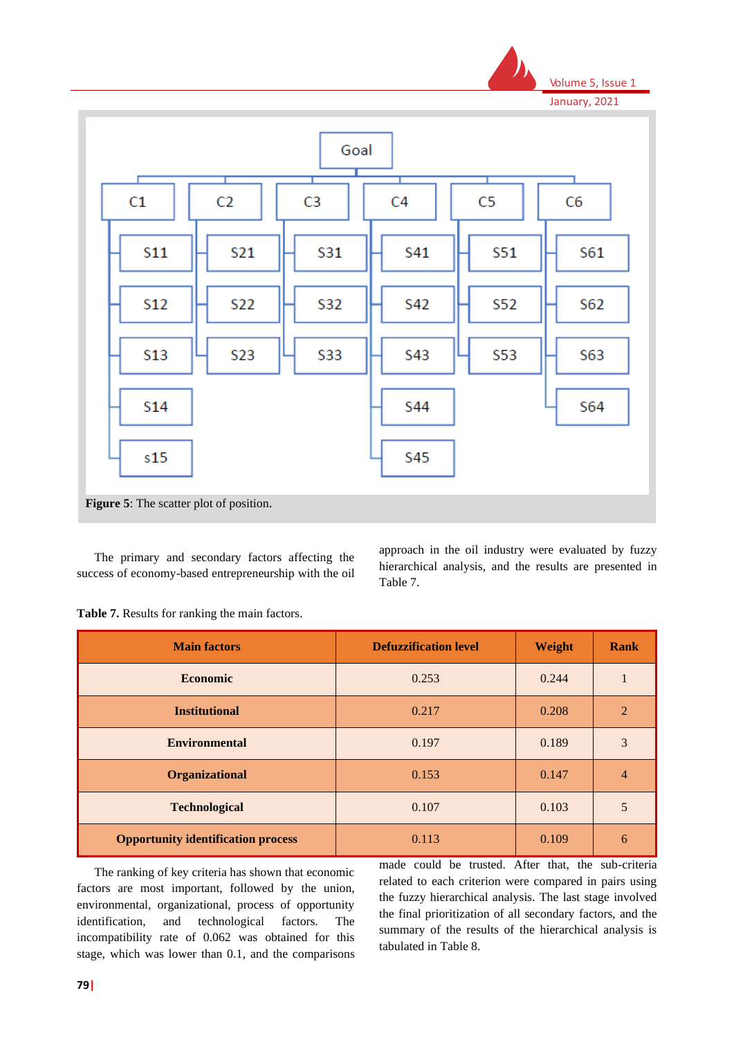Goal

C1: S11, S12, S13, S14, s15
C2: S21, S22, S23
C3: S31, S32, S33
C4: S41, S42, S43, S44, S45
C5: S51, S52, S53
C6: S61, S62, S63, S64

**Figure 5**: The scatter plot of position.

The primary and secondary factors affecting the success of economy-based entrepreneurship with the oil approach in the oil industry were evaluated by fuzzy hierarchical analysis, and the results are presented in Table 7.

**Table 7.** Results for ranking the main factors.

| Main factors | Defuzzification level | Weight | Rank |
|---|---|---|---|
| **Economic** | 0.253 | 0.244 | 1 |
| **Institutional** | 0.217 | 0.208 | 2 |
| **Environmental** | 0.197 | 0.189 | 3 |
| **Organizational** | 0.153 | 0.147 | 4 |
| **Technological** | 0.107 | 0.103 | 5 |
| **Opportunity identification process** | 0.113 | 0.109 | 6 |

The ranking of key criteria has shown that economic factors are most important, followed by the union, environmental, organizational, process of opportunity identification, and technological factors. The incompatibility rate of 0.062 was obtained for this stage, which was lower than 0.1, and the comparisons made could be trusted. After that, the sub-criteria related to each criterion were compared in pairs using the fuzzy hierarchical analysis. The last stage involved the final prioritization of all secondary factors, and the summary of the results of the hierarchical analysis is tabulated in Table 8.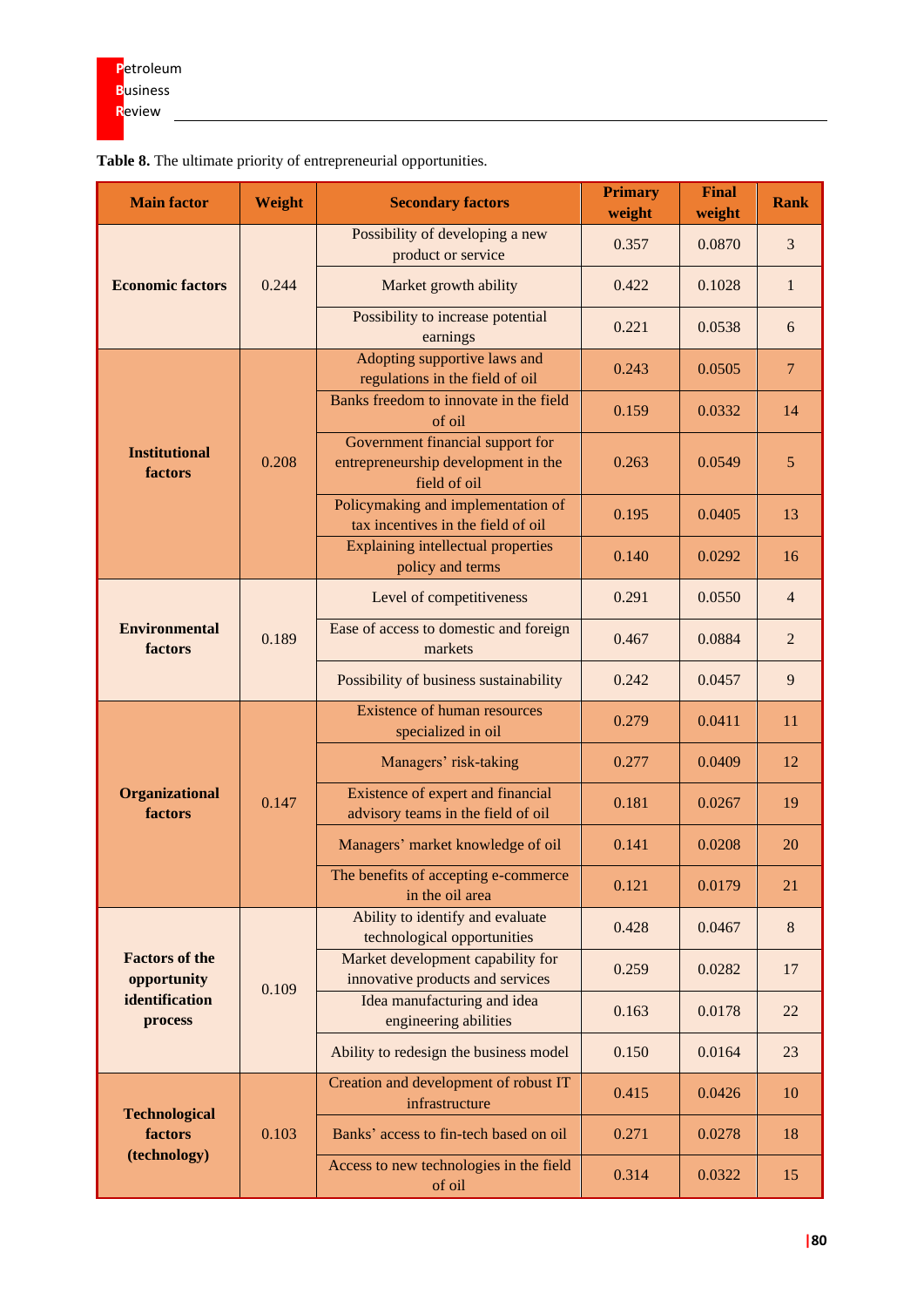**Table 8.** The ultimate priority of entrepreneurial opportunities.

| Main factor | Weight | Secondary factors | Primary weight | Final weight | Rank |
|---|---|---|---|---|---|
| Economic factors | 0.244 | Possibility of developing a new product or service | 0.357 | 0.0870 | 3 |
| | | Market growth ability | 0.422 | 0.1028 | 1 |
| | | Possibility to increase potential earnings | 0.221 | 0.0538 | 6 |
| Institutional factors | 0.208 | Adopting supportive laws and regulations in the field of oil | 0.243 | 0.0505 | 7 |
| | | Banks freedom to innovate in the field of oil | 0.159 | 0.0332 | 14 |
| | | Government financial support for entrepreneurship development in the field of oil | 0.263 | 0.0549 | 5 |
| | | Policymaking and implementation of tax incentives in the field of oil | 0.195 | 0.0405 | 13 |
| | | Explaining intellectual properties policy and terms | 0.140 | 0.0292 | 16 |
| Environmental factors | 0.189 | Level of competitiveness | 0.291 | 0.0550 | 4 |
| | | Ease of access to domestic and foreign markets | 0.467 | 0.0884 | 2 |
| | | Possibility of business sustainability | 0.242 | 0.0457 | 9 |
| Organizational factors | 0.147 | Existence of human resources specialized in oil | 0.279 | 0.0411 | 11 |
| | | Managers' risk-taking | 0.277 | 0.0409 | 12 |
| | | Existence of expert and financial advisory teams in the field of oil | 0.181 | 0.0267 | 19 |
| | | Managers' market knowledge of oil | 0.141 | 0.0208 | 20 |
| | | The benefits of accepting e-commerce in the oil area | 0.121 | 0.0179 | 21 |
| Factors of the opportunity identification process | 0.109 | Ability to identify and evaluate technological opportunities | 0.428 | 0.0467 | 8 |
| | | Market development capability for innovative products and services | 0.259 | 0.0282 | 17 |
| | | Idea manufacturing and idea engineering abilities | 0.163 | 0.0178 | 22 |
| | | Ability to redesign the business model | 0.150 | 0.0164 | 23 |
| Technological factors (technology) | 0.103 | Creation and development of robust IT infrastructure | 0.415 | 0.0426 | 10 |
| | | Banks' access to fin-tech based on oil | 0.271 | 0.0278 | 18 |
| | | Access to new technologies in the field of oil | 0.314 | 0.0322 | 15 |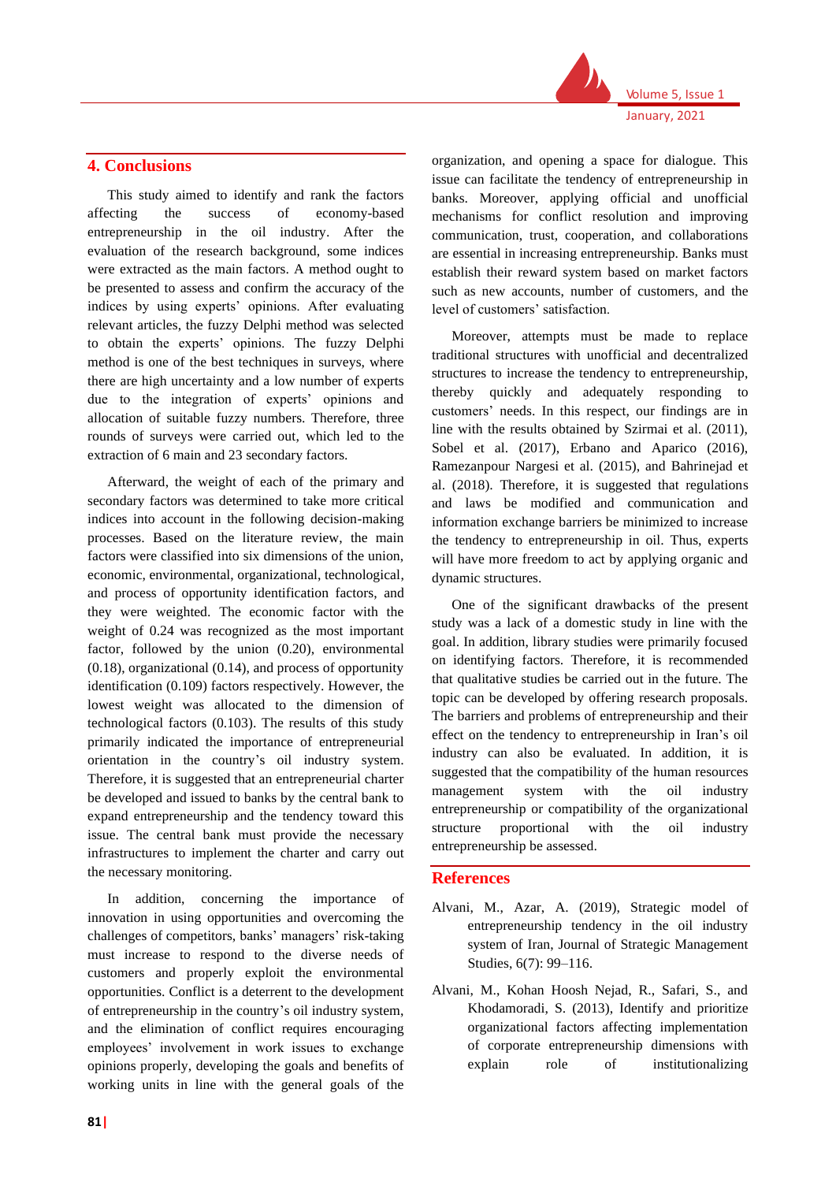## 4. Conclusions

This study aimed to identify and rank the factors affecting the success of economy-based entrepreneurship in the oil industry. After the evaluation of the research background, some indices were extracted as the main factors. A method ought to be presented to assess and confirm the accuracy of the indices by using experts' opinions. After evaluating relevant articles, the fuzzy Delphi method was selected to obtain the experts' opinions. The fuzzy Delphi method is one of the best techniques in surveys, where there are high uncertainty and a low number of experts due to the integration of experts' opinions and allocation of suitable fuzzy numbers. Therefore, three rounds of surveys were carried out, which led to the extraction of 6 main and 23 secondary factors.

Afterward, the weight of each of the primary and secondary factors was determined to take more critical indices into account in the following decision-making processes. Based on the literature review, the main factors were classified into six dimensions of the union, economic, environmental, organizational, technological, and process of opportunity identification factors, and they were weighted. The economic factor with the weight of 0.24 was recognized as the most important factor, followed by the union (0.20), environmental (0.18), organizational (0.14), and process of opportunity identification (0.109) factors respectively. However, the lowest weight was allocated to the dimension of technological factors (0.103). The results of this study primarily indicated the importance of entrepreneurial orientation in the country's oil industry system. Therefore, it is suggested that an entrepreneurial charter be developed and issued to banks by the central bank to expand entrepreneurship and the tendency toward this issue. The central bank must provide the necessary infrastructures to implement the charter and carry out the necessary monitoring.

In addition, concerning the importance of innovation in using opportunities and overcoming the challenges of competitors, banks' managers' risk-taking must increase to respond to the diverse needs of customers and properly exploit the environmental opportunities. Conflict is a deterrent to the development of entrepreneurship in the country's oil industry system, and the elimination of conflict requires encouraging employees' involvement in work issues to exchange opinions properly, developing the goals and benefits of working units in line with the general goals of the organization, and opening a space for dialogue. This issue can facilitate the tendency of entrepreneurship in banks. Moreover, applying official and unofficial mechanisms for conflict resolution and improving communication, trust, cooperation, and collaborations are essential in increasing entrepreneurship. Banks must establish their reward system based on market factors such as new accounts, number of customers, and the level of customers' satisfaction.

Moreover, attempts must be made to replace traditional structures with unofficial and decentralized structures to increase the tendency to entrepreneurship, thereby quickly and adequately responding to customers' needs. In this respect, our findings are in line with the results obtained by Szirmai et al. (2011), Sobel et al. (2017), Erbano and Aparico (2016), Ramezanpour Nargesi et al. (2015), and Bahrinejad et al. (2018). Therefore, it is suggested that regulations and laws be modified and communication and information exchange barriers be minimized to increase the tendency to entrepreneurship in oil. Thus, experts will have more freedom to act by applying organic and dynamic structures.

One of the significant drawbacks of the present study was a lack of a domestic study in line with the goal. In addition, library studies were primarily focused on identifying factors. Therefore, it is recommended that qualitative studies be carried out in the future. The topic can be developed by offering research proposals. The barriers and problems of entrepreneurship and their effect on the tendency to entrepreneurship in Iran's oil industry can also be evaluated. In addition, it is suggested that the compatibility of the human resources management system with the oil industry entrepreneurship or compatibility of the organizational structure proportional with the oil industry entrepreneurship be assessed.

## References

Alvani, M., Azar, A. (2019), Strategic model of entrepreneurship tendency in the oil industry system of Iran, Journal of Strategic Management Studies, 6(7): 99–116.

Alvani, M., Kohan Hoosh Nejad, R., Safari, S., and Khodamoradi, S. (2013), Identify and prioritize organizational factors affecting implementation of corporate entrepreneurship dimensions with explain role of institutionalizing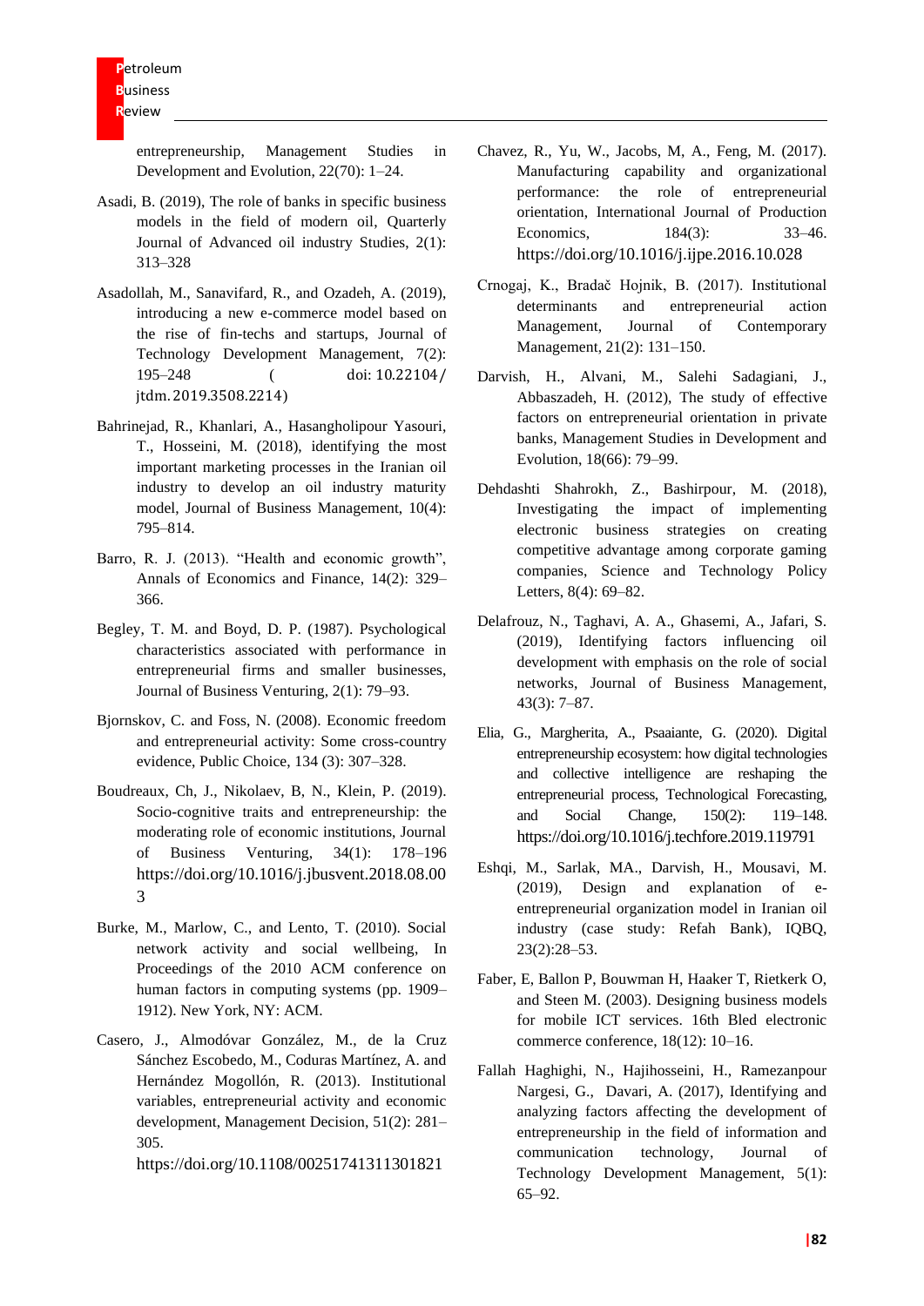entrepreneurship, Management Studies in Development and Evolution, 22(70): 1–24.

Asadi, B. (2019), The role of banks in specific business models in the field of modern oil, Quarterly Journal of Advanced oil industry Studies, 2(1): 313–328

Asadollah, M., Sanavifard, R., and Ozadeh, A. (2019), introducing a new e-commerce model based on the rise of fin-techs and startups, Journal of Technology Development Management, 7(2): 195–248 ( doi: 10.22104/ jtdm.2019.3508.2214)

Bahrinejad, R., Khanlari, A., Hasangholipour Yasouri, T., Hosseini, M. (2018), identifying the most important marketing processes in the Iranian oil industry to develop an oil industry maturity model, Journal of Business Management, 10(4): 795–814.

Barro, R. J. (2013). "Health and economic growth", Annals of Economics and Finance, 14(2): 329–366.

Begley, T. M. and Boyd, D. P. (1987). Psychological characteristics associated with performance in entrepreneurial firms and smaller businesses, Journal of Business Venturing, 2(1): 79–93.

Bjornskov, C. and Foss, N. (2008). Economic freedom and entrepreneurial activity: Some cross-country evidence, Public Choice, 134 (3): 307–328.

Boudreaux, Ch, J., Nikolaev, B, N., Klein, P. (2019). Socio-cognitive traits and entrepreneurship: the moderating role of economic institutions, Journal of Business Venturing, 34(1): 178–196 https://doi.org/10.1016/j.jbusvent.2018.08.003

Burke, M., Marlow, C., and Lento, T. (2010). Social network activity and social wellbeing, In Proceedings of the 2010 ACM conference on human factors in computing systems (pp. 1909–1912). New York, NY: ACM.

Casero, J., Almodóvar González, M., de la Cruz Sánchez Escobedo, M., Coduras Martínez, A. and Hernández Mogollón, R. (2013). Institutional variables, entrepreneurial activity and economic development, Management Decision, 51(2): 281–305. https://doi.org/10.1108/00251741311301821

Chavez, R., Yu, W., Jacobs, M, A., Feng, M. (2017). Manufacturing capability and organizational performance: the role of entrepreneurial orientation, International Journal of Production Economics, 184(3): 33–46. https://doi.org/10.1016/j.ijpe.2016.10.028

Crnogaj, K., Bradač Hojnik, B. (2017). Institutional determinants and entrepreneurial action Management, Journal of Contemporary Management, 21(2): 131–150.

Darvish, H., Alvani, M., Salehi Sadagiani, J., Abbaszadeh, H. (2012), The study of effective factors on entrepreneurial orientation in private banks, Management Studies in Development and Evolution, 18(66): 79–99.

Dehdashti Shahrokh, Z., Bashirpour, M. (2018), Investigating the impact of implementing electronic business strategies on creating competitive advantage among corporate gaming companies, Science and Technology Policy Letters, 8(4): 69–82.

Delafrouz, N., Taghavi, A. A., Ghasemi, A., Jafari, S. (2019), Identifying factors influencing oil development with emphasis on the role of social networks, Journal of Business Management, 43(3): 7–87.

Elia, G., Margherita, A., Psaaiante, G. (2020). Digital entrepreneurship ecosystem: how digital technologies and collective intelligence are reshaping the entrepreneurial process, Technological Forecasting, and Social Change, 150(2): 119–148. https://doi.org/10.1016/j.techfore.2019.119791

Eshqi, M., Sarlak, MA., Darvish, H., Mousavi, M. (2019), Design and explanation of e-entrepreneurial organization model in Iranian oil industry (case study: Refah Bank), IQBQ, 23(2):28–53.

Faber, E, Ballon P, Bouwman H, Haaker T, Rietkerk O, and Steen M. (2003). Designing business models for mobile ICT services. 16th Bled electronic commerce conference, 18(12): 10–16.

Fallah Haghighi, N., Hajihosseini, H., Ramezanpour Nargesi, G., Davari, A. (2017), Identifying and analyzing factors affecting the development of entrepreneurship in the field of information and communication technology, Journal of Technology Development Management, 5(1): 65–92.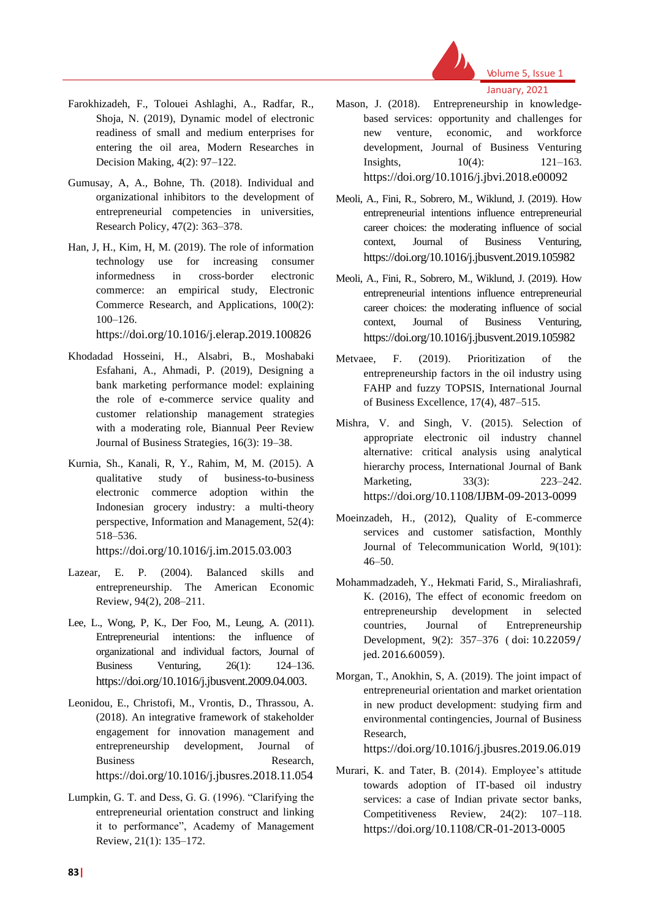Farokhizadeh, F., Tolouei Ashlaghi, A., Radfar, R., Shoja, N. (2019), Dynamic model of electronic readiness of small and medium enterprises for entering the oil area, Modern Researches in Decision Making, 4(2): 97–122.

Gumusay, A, A., Bohne, Th. (2018). Individual and organizational inhibitors to the development of entrepreneurial competencies in universities, Research Policy, 47(2): 363–378.

Han, J, H., Kim, H, M. (2019). The role of information technology use for increasing consumer informedness in cross-border electronic commerce: an empirical study, Electronic Commerce Research, and Applications, 100(2): 100–126. https://doi.org/10.1016/j.elerap.2019.100826

Khodadad Hosseini, H., Alsabri, B., Moshabaki Esfahani, A., Ahmadi, P. (2019), Designing a bank marketing performance model: explaining the role of e-commerce service quality and customer relationship management strategies with a moderating role, Biannual Peer Review Journal of Business Strategies, 16(3): 19–38.

Kurnia, Sh., Kanali, R, Y., Rahim, M, M. (2015). A qualitative study of business-to-business electronic commerce adoption within the Indonesian grocery industry: a multi-theory perspective, Information and Management, 52(4): 518–536. https://doi.org/10.1016/j.im.2015.03.003

Lazear, E. P. (2004). Balanced skills and entrepreneurship. The American Economic Review, 94(2), 208–211.

Lee, L., Wong, P, K., Der Foo, M., Leung, A. (2011). Entrepreneurial intentions: the influence of organizational and individual factors, Journal of Business Venturing, 26(1): 124–136. https://doi.org/10.1016/j.jbusvent.2009.04.003.

Leonidou, E., Christofi, M., Vrontis, D., Thrassou, A. (2018). An integrative framework of stakeholder engagement for innovation management and entrepreneurship development, Journal of Business Research, https://doi.org/10.1016/j.jbusres.2018.11.054

Lumpkin, G. T. and Dess, G. G. (1996). "Clarifying the entrepreneurial orientation construct and linking it to performance", Academy of Management Review, 21(1): 135–172.

Mason, J. (2018). Entrepreneurship in knowledge-based services: opportunity and challenges for new venture, economic, and workforce development, Journal of Business Venturing Insights, 10(4): 121–163. https://doi.org/10.1016/j.jbvi.2018.e00092

Meoli, A., Fini, R., Sobrero, M., Wiklund, J. (2019). How entrepreneurial intentions influence entrepreneurial career choices: the moderating influence of social context, Journal of Business Venturing, https://doi.org/10.1016/j.jbusvent.2019.105982

Meoli, A., Fini, R., Sobrero, M., Wiklund, J. (2019). How entrepreneurial intentions influence entrepreneurial career choices: the moderating influence of social context, Journal of Business Venturing, https://doi.org/10.1016/j.jbusvent.2019.105982

Metvaee, F. (2019). Prioritization of the entrepreneurship factors in the oil industry using FAHP and fuzzy TOPSIS, International Journal of Business Excellence, 17(4), 487–515.

Mishra, V. and Singh, V. (2015). Selection of appropriate electronic oil industry channel alternative: critical analysis using analytical hierarchy process, International Journal of Bank Marketing, 33(3): 223–242. https://doi.org/10.1108/IJBM-09-2013-0099

Moeinzadeh, H., (2012), Quality of E-commerce services and customer satisfaction, Monthly Journal of Telecommunication World, 9(101): 46–50.

Mohammadzadeh, Y., Hekmati Farid, S., Miraliashrafi, K. (2016), The effect of economic freedom on entrepreneurship development in selected countries, Journal of Entrepreneurship Development, 9(2): 357–376 ( doi: 10.22059/ jed. 2016.60059).

Morgan, T., Anokhin, S, A. (2019). The joint impact of entrepreneurial orientation and market orientation in new product development: studying firm and environmental contingencies, Journal of Business Research, https://doi.org/10.1016/j.jbusres.2019.06.019

Murari, K. and Tater, B. (2014). Employee's attitude towards adoption of IT-based oil industry services: a case of Indian private sector banks, Competitiveness Review, 24(2): 107–118. https://doi.org/10.1108/CR-01-2013-0005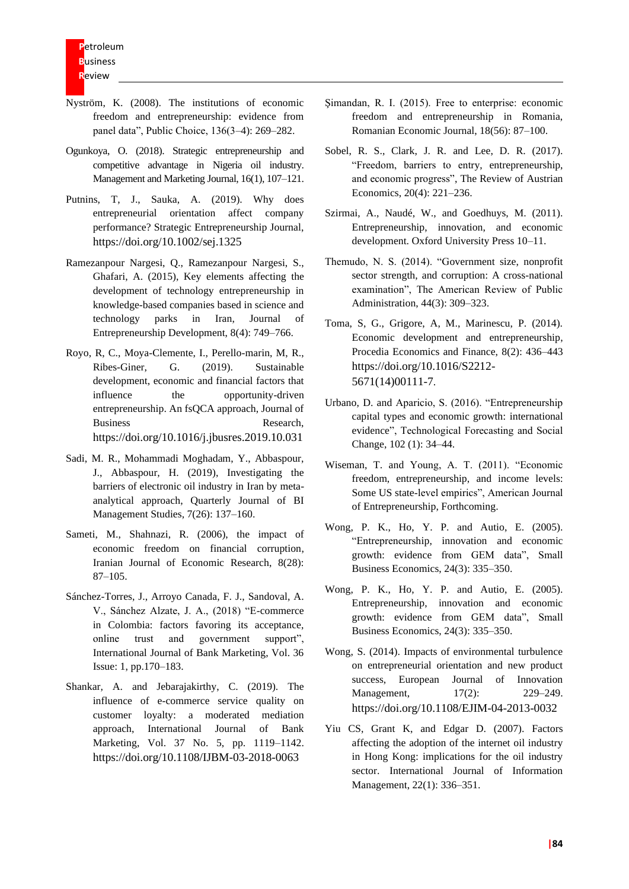Nyström, K. (2008). The institutions of economic freedom and entrepreneurship: evidence from panel data", Public Choice, 136(3–4): 269–282.

Ogunkoya, O. (2018). Strategic entrepreneurship and competitive advantage in Nigeria oil industry. Management and Marketing Journal, 16(1), 107–121.

Putnins, T, J., Sauka, A. (2019). Why does entrepreneurial orientation affect company performance? Strategic Entrepreneurship Journal, https://doi.org/10.1002/sej.1325

Ramezanpour Nargesi, Q., Ramezanpour Nargesi, S., Ghafari, A. (2015), Key elements affecting the development of technology entrepreneurship in knowledge-based companies based in science and technology parks in Iran, Journal of Entrepreneurship Development, 8(4): 749–766.

Royo, R, C., Moya-Clemente, I., Perello-marin, M, R., Ribes-Giner, G. (2019). Sustainable development, economic and financial factors that influence the opportunity-driven entrepreneurship. An fsQCA approach, Journal of Business Research, https://doi.org/10.1016/j.jbusres.2019.10.031

Sadi, M. R., Mohammadi Moghadam, Y., Abbaspour, J., Abbaspour, H. (2019), Investigating the barriers of electronic oil industry in Iran by meta-analytical approach, Quarterly Journal of BI Management Studies, 7(26): 137–160.

Sameti, M., Shahnazi, R. (2006), the impact of economic freedom on financial corruption, Iranian Journal of Economic Research, 8(28): 87–105.

Sánchez-Torres, J., Arroyo Canada, F. J., Sandoval, A. V., Sánchez Alzate, J. A., (2018) "E-commerce in Colombia: factors favoring its acceptance, online trust and government support", International Journal of Bank Marketing, Vol. 36 Issue: 1, pp.170–183.

Shankar, A. and Jebarajakirthy, C. (2019). The influence of e-commerce service quality on customer loyalty: a moderated mediation approach, International Journal of Bank Marketing, Vol. 37 No. 5, pp. 1119–1142. https://doi.org/10.1108/IJBM-03-2018-0063

Şimandan, R. I. (2015). Free to enterprise: economic freedom and entrepreneurship in Romania, Romanian Economic Journal, 18(56): 87–100.

Sobel, R. S., Clark, J. R. and Lee, D. R. (2017). "Freedom, barriers to entry, entrepreneurship, and economic progress", The Review of Austrian Economics, 20(4): 221–236.

Szirmai, A., Naudé, W., and Goedhuys, M. (2011). Entrepreneurship, innovation, and economic development. Oxford University Press 10–11.

Themudo, N. S. (2014). "Government size, nonprofit sector strength, and corruption: A cross-national examination", The American Review of Public Administration, 44(3): 309–323.

Toma, S, G., Grigore, A, M., Marinescu, P. (2014). Economic development and entrepreneurship, Procedia Economics and Finance, 8(2): 436–443 https://doi.org/10.1016/S2212-5671(14)00111-7.

Urbano, D. and Aparicio, S. (2016). "Entrepreneurship capital types and economic growth: international evidence", Technological Forecasting and Social Change, 102 (1): 34–44.

Wiseman, T. and Young, A. T. (2011). "Economic freedom, entrepreneurship, and income levels: Some US state-level empirics", American Journal of Entrepreneurship, Forthcoming.

Wong, P. K., Ho, Y. P. and Autio, E. (2005). "Entrepreneurship, innovation and economic growth: evidence from GEM data", Small Business Economics, 24(3): 335–350.

Wong, P. K., Ho, Y. P. and Autio, E. (2005). Entrepreneurship, innovation and economic growth: evidence from GEM data", Small Business Economics, 24(3): 335–350.

Wong, S. (2014). Impacts of environmental turbulence on entrepreneurial orientation and new product success, European Journal of Innovation Management, 17(2): 229–249. https://doi.org/10.1108/EJIM-04-2013-0032

Yiu CS, Grant K, and Edgar D. (2007). Factors affecting the adoption of the internet oil industry in Hong Kong: implications for the oil industry sector. International Journal of Information Management, 22(1): 336–351.